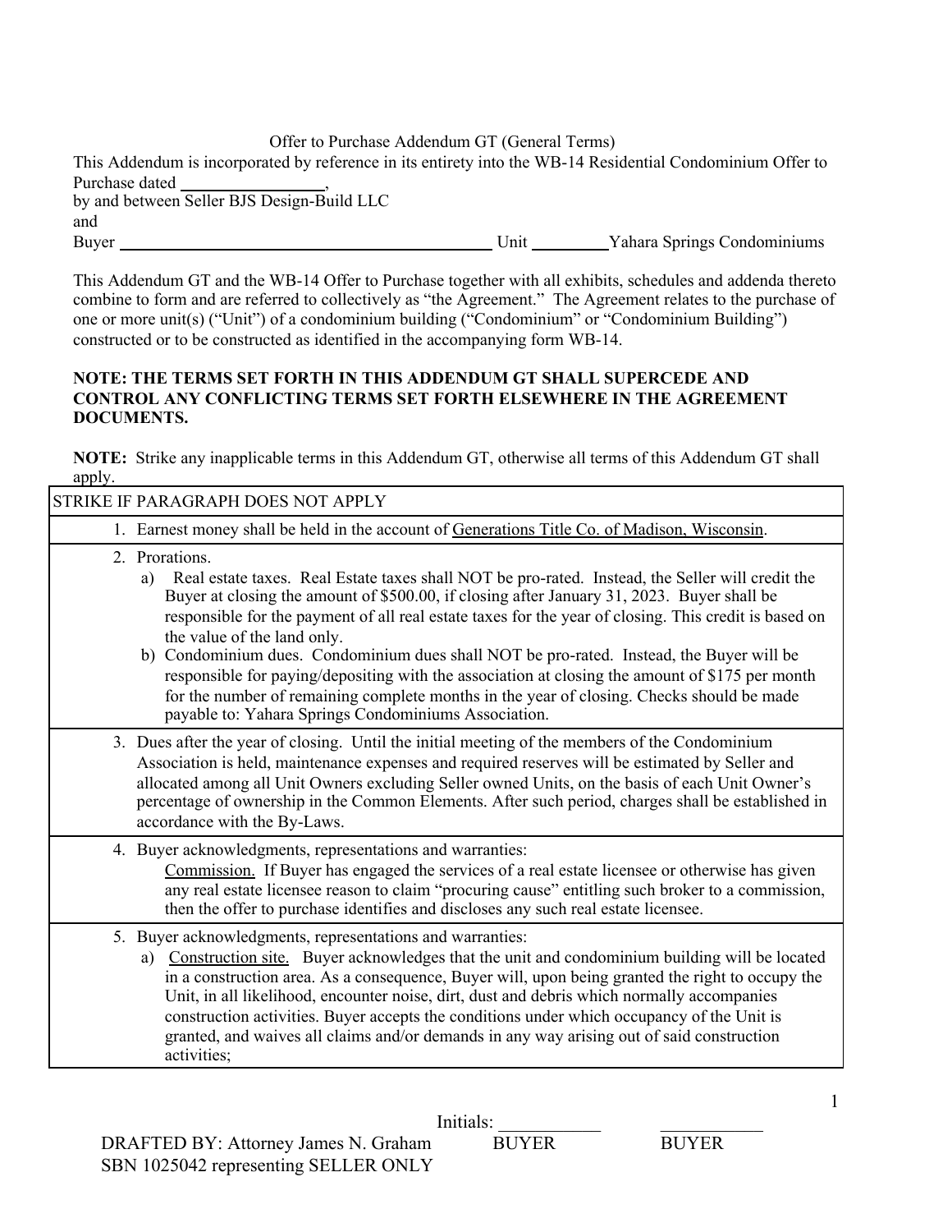Offer to Purchase Addendum GT (General Terms)

This Addendum is incorporated by reference in its entirety into the WB-14 Residential Condominium Offer to Purchase dated \_\_\_\_\_\_\_\_\_\_\_\_\_\_\_\_\_,
by and between Seller BJS Design-Build LLC
and
Buyer \_\_\_\_\_\_\_\_\_\_\_\_\_\_\_\_\_\_\_\_\_\_\_\_\_\_\_\_\_\_\_\_\_\_\_\_\_\_\_\_\_\_\_\_ Unit \_\_\_\_\_\_\_\_\_ Yahara Springs Condominiums

This Addendum GT and the WB-14 Offer to Purchase together with all exhibits, schedules and addenda thereto combine to form and are referred to collectively as "the Agreement." The Agreement relates to the purchase of one or more unit(s) ("Unit") of a condominium building ("Condominium" or "Condominium Building") constructed or to be constructed as identified in the accompanying form WB-14.

**NOTE: THE TERMS SET FORTH IN THIS ADDENDUM GT SHALL SUPERCEDE AND CONTROL ANY CONFLICTING TERMS SET FORTH ELSEWHERE IN THE AGREEMENT DOCUMENTS.**

**NOTE:** Strike any inapplicable terms in this Addendum GT, otherwise all terms of this Addendum GT shall apply.

| STRIKE IF PARAGRAPH DOES NOT APPLY |
|---|
| 1. Earnest money shall be held in the account of Generations Title Co. of Madison, Wisconsin. |
| 2. Prorations.<br>a) Real estate taxes. Real Estate taxes shall NOT be pro-rated. Instead, the Seller will credit the Buyer at closing the amount of $500.00, if closing after January 31, 2023. Buyer shall be responsible for the payment of all real estate taxes for the year of closing. This credit is based on the value of the land only.<br>b) Condominium dues. Condominium dues shall NOT be pro-rated. Instead, the Buyer will be responsible for paying/depositing with the association at closing the amount of $175 per month for the number of remaining complete months in the year of closing. Checks should be made payable to: Yahara Springs Condominiums Association. |
| 3. Dues after the year of closing. Until the initial meeting of the members of the Condominium Association is held, maintenance expenses and required reserves will be estimated by Seller and allocated among all Unit Owners excluding Seller owned Units, on the basis of each Unit Owner's percentage of ownership in the Common Elements. After such period, charges shall be established in accordance with the By-Laws. |
| 4. Buyer acknowledgments, representations and warranties:<br>Commission. If Buyer has engaged the services of a real estate licensee or otherwise has given any real estate licensee reason to claim "procuring cause" entitling such broker to a commission, then the offer to purchase identifies and discloses any such real estate licensee. |
| 5. Buyer acknowledgments, representations and warranties:<br>a) Construction site. Buyer acknowledges that the unit and condominium building will be located in a construction area. As a consequence, Buyer will, upon being granted the right to occupy the Unit, in all likelihood, encounter noise, dirt, dust and debris which normally accompanies construction activities. Buyer accepts the conditions under which occupancy of the Unit is granted, and waives all claims and/or demands in any way arising out of said construction activities; |

Initials: \_\_\_\_\_\_\_\_\_\_\_ BUYER \_\_\_\_\_\_\_\_\_\_\_ BUYER

DRAFTED BY: Attorney James N. Graham SBN 1025042 representing SELLER ONLY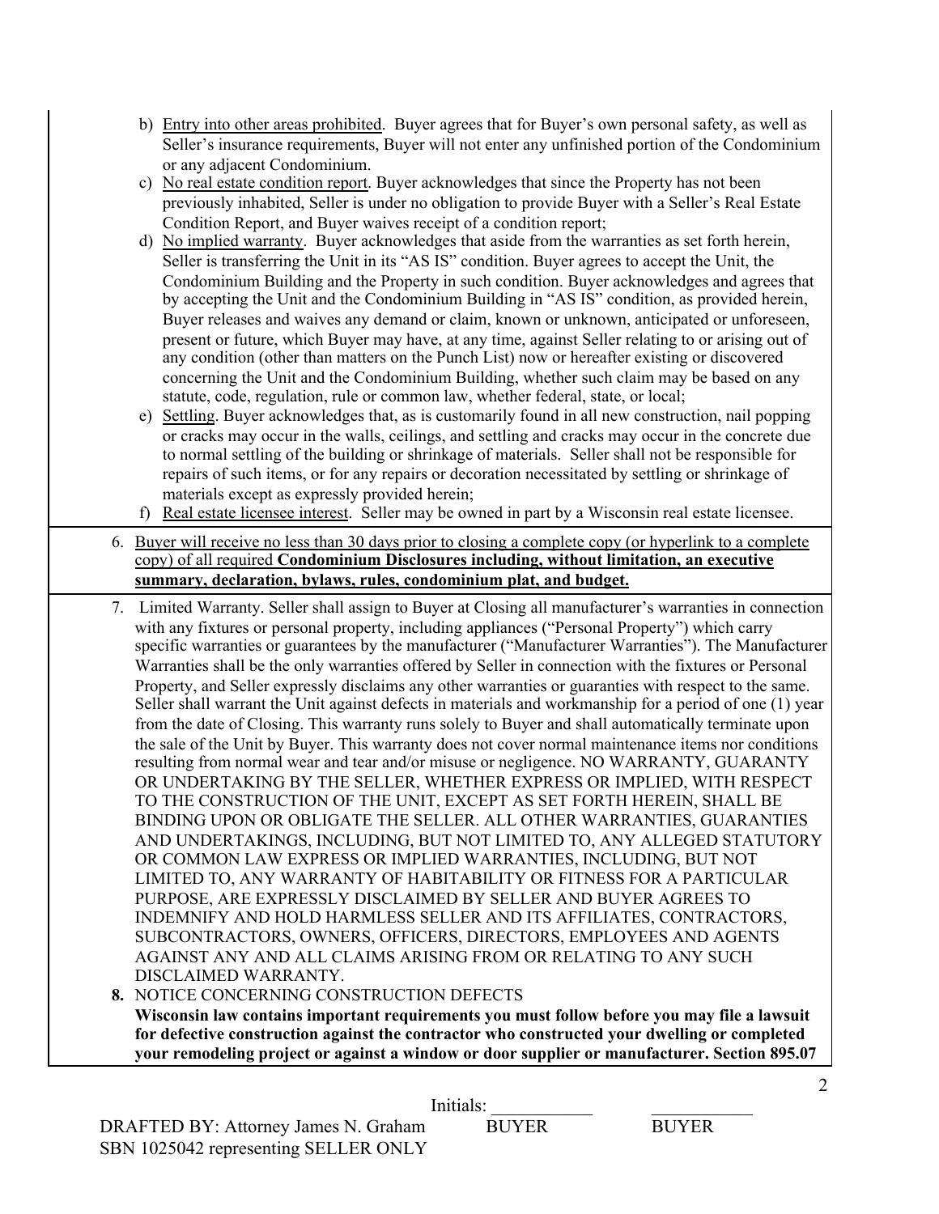b) Entry into other areas prohibited. Buyer agrees that for Buyer's own personal safety, as well as Seller's insurance requirements, Buyer will not enter any unfinished portion of the Condominium or any adjacent Condominium.

c) No real estate condition report. Buyer acknowledges that since the Property has not been previously inhabited, Seller is under no obligation to provide Buyer with a Seller's Real Estate Condition Report, and Buyer waives receipt of a condition report;

d) No implied warranty. Buyer acknowledges that aside from the warranties as set forth herein, Seller is transferring the Unit in its "AS IS" condition. Buyer agrees to accept the Unit, the Condominium Building and the Property in such condition. Buyer acknowledges and agrees that by accepting the Unit and the Condominium Building in "AS IS" condition, as provided herein, Buyer releases and waives any demand or claim, known or unknown, anticipated or unforeseen, present or future, which Buyer may have, at any time, against Seller relating to or arising out of any condition (other than matters on the Punch List) now or hereafter existing or discovered concerning the Unit and the Condominium Building, whether such claim may be based on any statute, code, regulation, rule or common law, whether federal, state, or local;

e) Settling. Buyer acknowledges that, as is customarily found in all new construction, nail popping or cracks may occur in the walls, ceilings, and settling and cracks may occur in the concrete due to normal settling of the building or shrinkage of materials. Seller shall not be responsible for repairs of such items, or for any repairs or decoration necessitated by settling or shrinkage of materials except as expressly provided herein;

f) Real estate licensee interest. Seller may be owned in part by a Wisconsin real estate licensee.

6. Buyer will receive no less than 30 days prior to closing a complete copy (or hyperlink to a complete copy) of all required **Condominium Disclosures including, without limitation, an executive summary, declaration, bylaws, rules, condominium plat, and budget.**

7. Limited Warranty. Seller shall assign to Buyer at Closing all manufacturer's warranties in connection with any fixtures or personal property, including appliances ("Personal Property") which carry specific warranties or guarantees by the manufacturer ("Manufacturer Warranties"). The Manufacturer Warranties shall be the only warranties offered by Seller in connection with the fixtures or Personal Property, and Seller expressly disclaims any other warranties or guaranties with respect to the same. Seller shall warrant the Unit against defects in materials and workmanship for a period of one (1) year from the date of Closing. This warranty runs solely to Buyer and shall automatically terminate upon the sale of the Unit by Buyer. This warranty does not cover normal maintenance items nor conditions resulting from normal wear and tear and/or misuse or negligence. NO WARRANTY, GUARANTY OR UNDERTAKING BY THE SELLER, WHETHER EXPRESS OR IMPLIED, WITH RESPECT TO THE CONSTRUCTION OF THE UNIT, EXCEPT AS SET FORTH HEREIN, SHALL BE BINDING UPON OR OBLIGATE THE SELLER. ALL OTHER WARRANTIES, GUARANTIES AND UNDERTAKINGS, INCLUDING, BUT NOT LIMITED TO, ANY ALLEGED STATUTORY OR COMMON LAW EXPRESS OR IMPLIED WARRANTIES, INCLUDING, BUT NOT LIMITED TO, ANY WARRANTY OF HABITABILITY OR FITNESS FOR A PARTICULAR PURPOSE, ARE EXPRESSLY DISCLAIMED BY SELLER AND BUYER AGREES TO INDEMNIFY AND HOLD HARMLESS SELLER AND ITS AFFILIATES, CONTRACTORS, SUBCONTRACTORS, OWNERS, OFFICERS, DIRECTORS, EMPLOYEES AND AGENTS AGAINST ANY AND ALL CLAIMS ARISING FROM OR RELATING TO ANY SUCH DISCLAIMED WARRANTY.

**8.** NOTICE CONCERNING CONSTRUCTION DEFECTS
**Wisconsin law contains important requirements you must follow before you may file a lawsuit for defective construction against the contractor who constructed your dwelling or completed your remodeling project or against a window or door supplier or manufacturer. Section 895.07**

Initials: ___________ ___________
BUYER BUYER

DRAFTED BY: Attorney James N. Graham
SBN 1025042 representing SELLER ONLY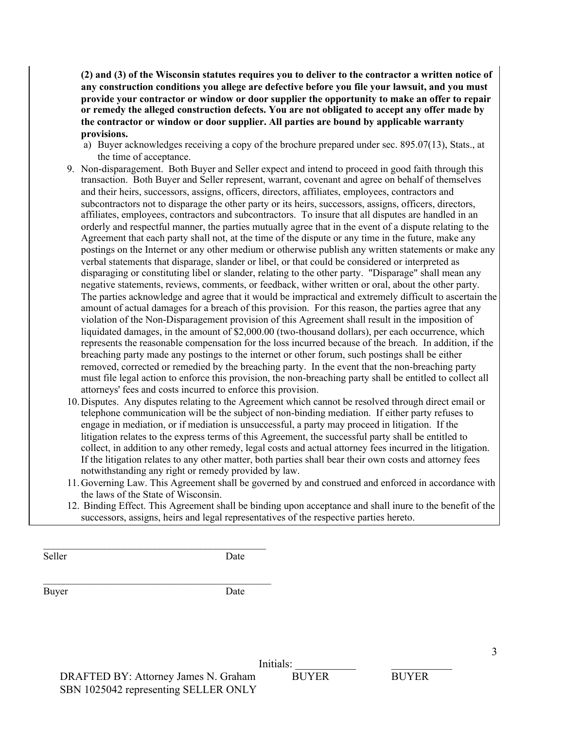**(2) and (3) of the Wisconsin statutes requires you to deliver to the contractor a written notice of any construction conditions you allege are defective before you file your lawsuit, and you must provide your contractor or window or door supplier the opportunity to make an offer to repair or remedy the alleged construction defects. You are not obligated to accept any offer made by the contractor or window or door supplier. All parties are bound by applicable warranty provisions.**

a) Buyer acknowledges receiving a copy of the brochure prepared under sec. 895.07(13), Stats., at the time of acceptance.

9. Non-disparagement. Both Buyer and Seller expect and intend to proceed in good faith through this transaction. Both Buyer and Seller represent, warrant, covenant and agree on behalf of themselves and their heirs, successors, assigns, officers, directors, affiliates, employees, contractors and subcontractors not to disparage the other party or its heirs, successors, assigns, officers, directors, affiliates, employees, contractors and subcontractors. To insure that all disputes are handled in an orderly and respectful manner, the parties mutually agree that in the event of a dispute relating to the Agreement that each party shall not, at the time of the dispute or any time in the future, make any postings on the Internet or any other medium or otherwise publish any written statements or make any verbal statements that disparage, slander or libel, or that could be considered or interpreted as disparaging or constituting libel or slander, relating to the other party. "Disparage" shall mean any negative statements, reviews, comments, or feedback, wither written or oral, about the other party. The parties acknowledge and agree that it would be impractical and extremely difficult to ascertain the amount of actual damages for a breach of this provision. For this reason, the parties agree that any violation of the Non-Disparagement provision of this Agreement shall result in the imposition of liquidated damages, in the amount of $2,000.00 (two-thousand dollars), per each occurrence, which represents the reasonable compensation for the loss incurred because of the breach. In addition, if the breaching party made any postings to the internet or other forum, such postings shall be either removed, corrected or remedied by the breaching party. In the event that the non-breaching party must file legal action to enforce this provision, the non-breaching party shall be entitled to collect all attorneys' fees and costs incurred to enforce this provision.
10. Disputes. Any disputes relating to the Agreement which cannot be resolved through direct email or telephone communication will be the subject of non-binding mediation. If either party refuses to engage in mediation, or if mediation is unsuccessful, a party may proceed in litigation. If the litigation relates to the express terms of this Agreement, the successful party shall be entitled to collect, in addition to any other remedy, legal costs and actual attorney fees incurred in the litigation. If the litigation relates to any other matter, both parties shall bear their own costs and attorney fees notwithstanding any right or remedy provided by law.
11. Governing Law. This Agreement shall be governed by and construed and enforced in accordance with the laws of the State of Wisconsin.
12. Binding Effect. This Agreement shall be binding upon acceptance and shall inure to the benefit of the successors, assigns, heirs and legal representatives of the respective parties hereto.

_____________________________________________
Seller Date

_____________________________________________
Buyer Date

Initials: ___________ ___________
BUYER BUYER

DRAFTED BY: Attorney James N. Graham
SBN 1025042 representing SELLER ONLY